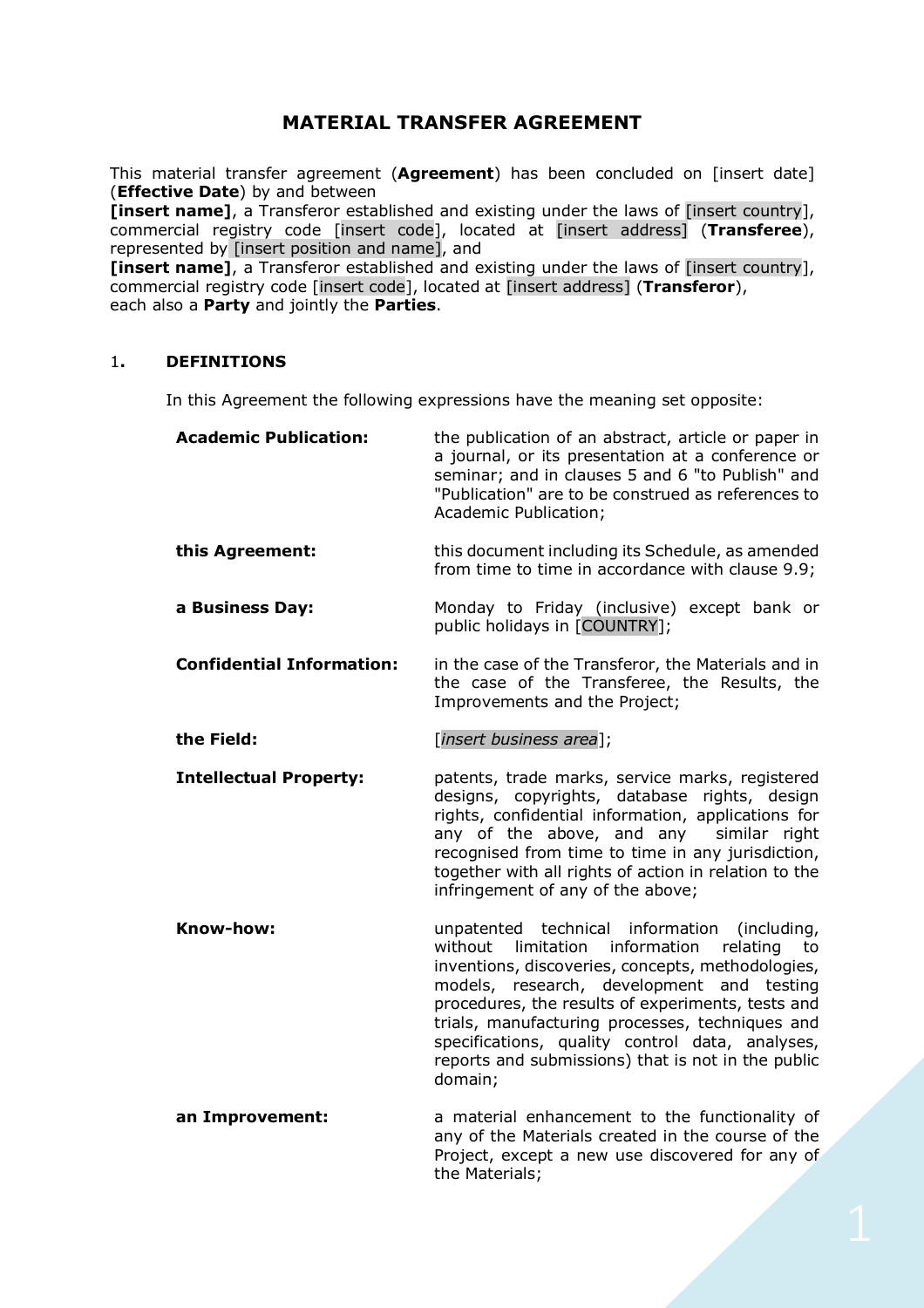# MATERIAL TRANSFER AGREEMENT

This material transfer agreement (**Agreement**) has been concluded on [insert date] (**Effective Date**) by and between
**[insert name]**, a Transferor established and existing under the laws of [insert country], commercial registry code [insert code], located at [insert address] (**Transferee**), represented by [insert position and name], and
**[insert name]**, a Transferor established and existing under the laws of [insert country], commercial registry code [insert code], located at [insert address] (**Transferor**),
each also a **Party** and jointly the **Parties**.

## 1. DEFINITIONS

In this Agreement the following expressions have the meaning set opposite:

| | |
|---|---|
| **Academic Publication:** | the publication of an abstract, article or paper in a journal, or its presentation at a conference or seminar; and in clauses 5 and 6 "to Publish" and "Publication" are to be construed as references to Academic Publication; |
| **this Agreement:** | this document including its Schedule, as amended from time to time in accordance with clause 9.9; |
| **a Business Day:** | Monday to Friday (inclusive) except bank or public holidays in [COUNTRY]; |
| **Confidential Information:** | in the case of the Transferor, the Materials and in the case of the Transferee, the Results, the Improvements and the Project; |
| **the Field:** | [*insert business area*]; |
| **Intellectual Property:** | patents, trade marks, service marks, registered designs, copyrights, database rights, design rights, confidential information, applications for any of the above, and any similar right recognised from time to time in any jurisdiction, together with all rights of action in relation to the infringement of any of the above; |
| **Know-how:** | unpatented technical information (including, without limitation information relating to inventions, discoveries, concepts, methodologies, models, research, development and testing procedures, the results of experiments, tests and trials, manufacturing processes, techniques and specifications, quality control data, analyses, reports and submissions) that is not in the public domain; |
| **an Improvement:** | a material enhancement to the functionality of any of the Materials created in the course of the Project, except a new use discovered for any of the Materials; |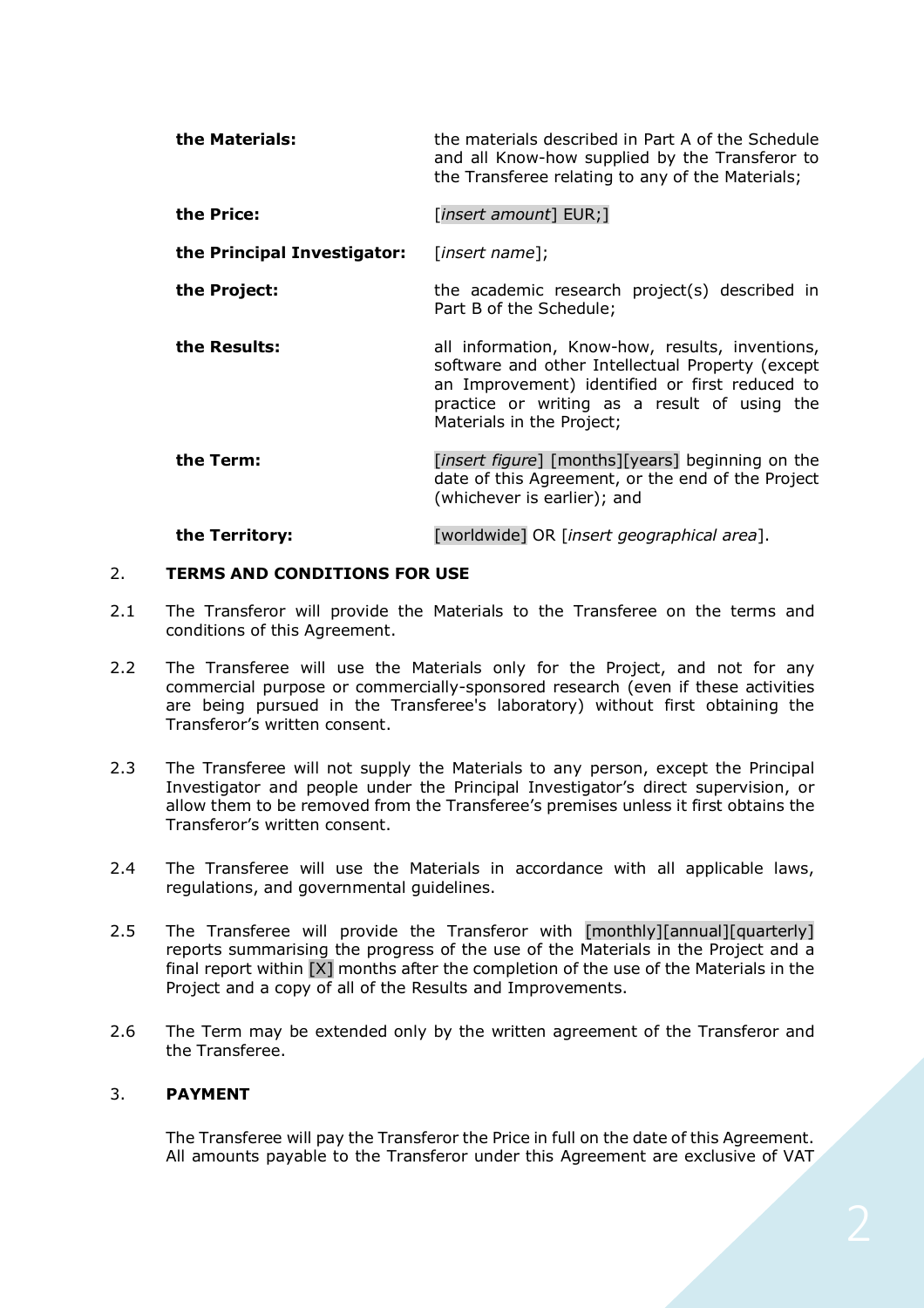| | |
|---|---|
| **the Materials:** | the materials described in Part A of the Schedule and all Know-how supplied by the Transferor to the Transferee relating to any of the Materials; |
| **the Price:** | [*insert amount*] EUR;] |
| **the Principal Investigator:** | [*insert name*]; |
| **the Project:** | the academic research project(s) described in Part B of the Schedule; |
| **the Results:** | all information, Know-how, results, inventions, software and other Intellectual Property (except an Improvement) identified or first reduced to practice or writing as a result of using the Materials in the Project; |
| **the Term:** | [*insert figure*] [months][years] beginning on the date of this Agreement, or the end of the Project (whichever is earlier); and |
| **the Territory:** | [worldwide] OR [*insert geographical area*]. |

## 2. TERMS AND CONDITIONS FOR USE

2.1 The Transferor will provide the Materials to the Transferee on the terms and conditions of this Agreement.

2.2 The Transferee will use the Materials only for the Project, and not for any commercial purpose or commercially-sponsored research (even if these activities are being pursued in the Transferee's laboratory) without first obtaining the Transferor's written consent.

2.3 The Transferee will not supply the Materials to any person, except the Principal Investigator and people under the Principal Investigator's direct supervision, or allow them to be removed from the Transferee's premises unless it first obtains the Transferor's written consent.

2.4 The Transferee will use the Materials in accordance with all applicable laws, regulations, and governmental guidelines.

2.5 The Transferee will provide the Transferor with [monthly][annual][quarterly] reports summarising the progress of the use of the Materials in the Project and a final report within [X] months after the completion of the use of the Materials in the Project and a copy of all of the Results and Improvements.

2.6 The Term may be extended only by the written agreement of the Transferor and the Transferee.

## 3. PAYMENT

The Transferee will pay the Transferor the Price in full on the date of this Agreement. All amounts payable to the Transferor under this Agreement are exclusive of VAT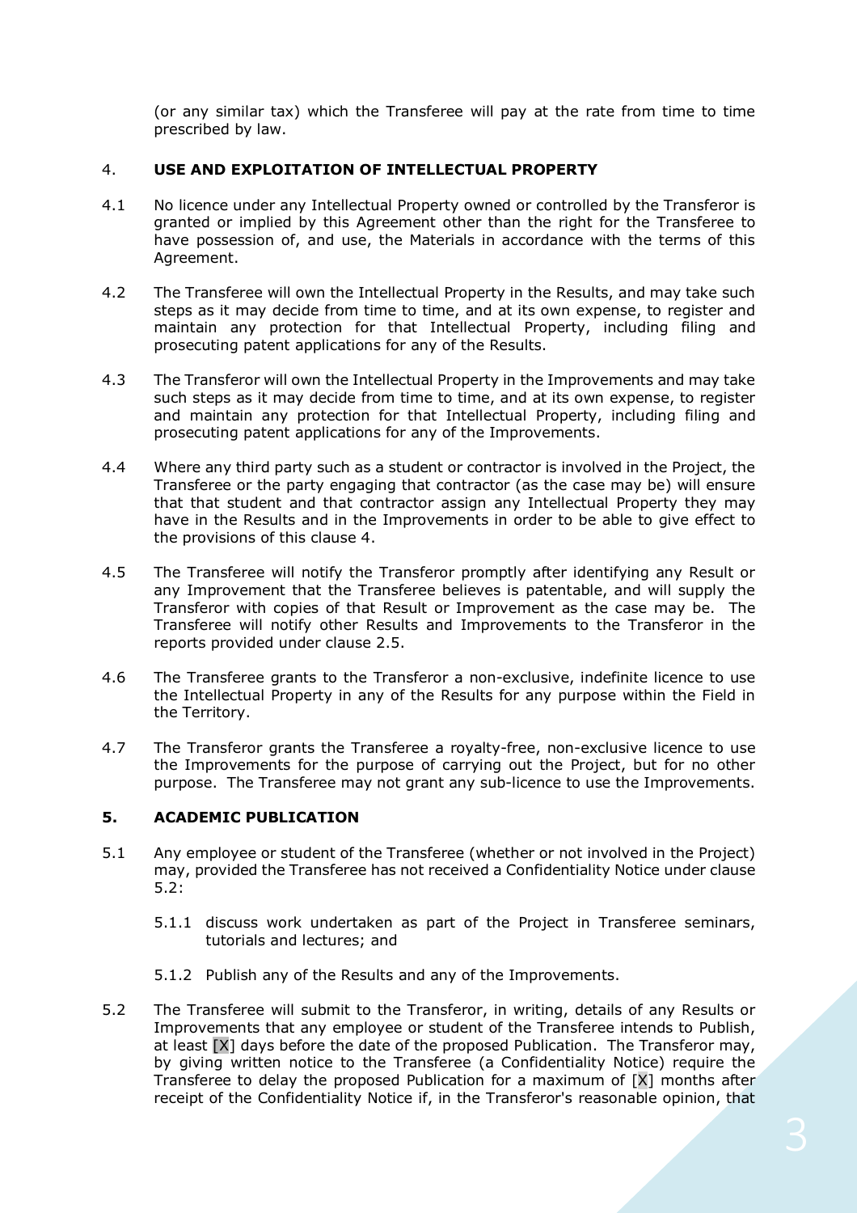(or any similar tax) which the Transferee will pay at the rate from time to time prescribed by law.

## 4. USE AND EXPLOITATION OF INTELLECTUAL PROPERTY

4.1 No licence under any Intellectual Property owned or controlled by the Transferor is granted or implied by this Agreement other than the right for the Transferee to have possession of, and use, the Materials in accordance with the terms of this Agreement.

4.2 The Transferee will own the Intellectual Property in the Results, and may take such steps as it may decide from time to time, and at its own expense, to register and maintain any protection for that Intellectual Property, including filing and prosecuting patent applications for any of the Results.

4.3 The Transferor will own the Intellectual Property in the Improvements and may take such steps as it may decide from time to time, and at its own expense, to register and maintain any protection for that Intellectual Property, including filing and prosecuting patent applications for any of the Improvements.

4.4 Where any third party such as a student or contractor is involved in the Project, the Transferee or the party engaging that contractor (as the case may be) will ensure that that student and that contractor assign any Intellectual Property they may have in the Results and in the Improvements in order to be able to give effect to the provisions of this clause 4.

4.5 The Transferee will notify the Transferor promptly after identifying any Result or any Improvement that the Transferee believes is patentable, and will supply the Transferor with copies of that Result or Improvement as the case may be. The Transferee will notify other Results and Improvements to the Transferor in the reports provided under clause 2.5.

4.6 The Transferee grants to the Transferor a non-exclusive, indefinite licence to use the Intellectual Property in any of the Results for any purpose within the Field in the Territory.

4.7 The Transferor grants the Transferee a royalty-free, non-exclusive licence to use the Improvements for the purpose of carrying out the Project, but for no other purpose. The Transferee may not grant any sub-licence to use the Improvements.

## 5. ACADEMIC PUBLICATION

5.1 Any employee or student of the Transferee (whether or not involved in the Project) may, provided the Transferee has not received a Confidentiality Notice under clause 5.2:

5.1.1 discuss work undertaken as part of the Project in Transferee seminars, tutorials and lectures; and

5.1.2 Publish any of the Results and any of the Improvements.

5.2 The Transferee will submit to the Transferor, in writing, details of any Results or Improvements that any employee or student of the Transferee intends to Publish, at least [X] days before the date of the proposed Publication. The Transferor may, by giving written notice to the Transferee (a Confidentiality Notice) require the Transferee to delay the proposed Publication for a maximum of [X] months after receipt of the Confidentiality Notice if, in the Transferor's reasonable opinion, that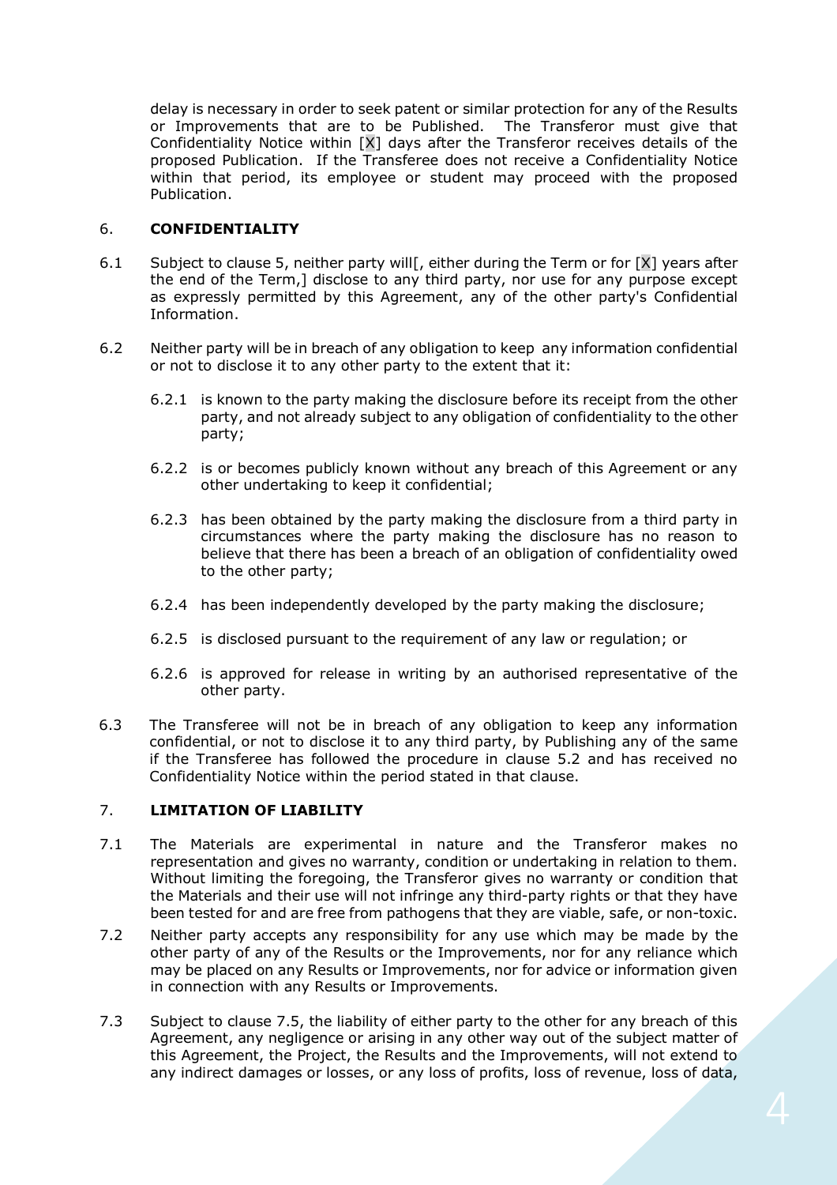delay is necessary in order to seek patent or similar protection for any of the Results or Improvements that are to be Published. The Transferor must give that Confidentiality Notice within [X] days after the Transferor receives details of the proposed Publication. If the Transferee does not receive a Confidentiality Notice within that period, its employee or student may proceed with the proposed Publication.

## 6. CONFIDENTIALITY

6.1 Subject to clause 5, neither party will[, either during the Term or for [X] years after the end of the Term,] disclose to any third party, nor use for any purpose except as expressly permitted by this Agreement, any of the other party's Confidential Information.

6.2 Neither party will be in breach of any obligation to keep any information confidential or not to disclose it to any other party to the extent that it:

6.2.1 is known to the party making the disclosure before its receipt from the other party, and not already subject to any obligation of confidentiality to the other party;

6.2.2 is or becomes publicly known without any breach of this Agreement or any other undertaking to keep it confidential;

6.2.3 has been obtained by the party making the disclosure from a third party in circumstances where the party making the disclosure has no reason to believe that there has been a breach of an obligation of confidentiality owed to the other party;

6.2.4 has been independently developed by the party making the disclosure;

6.2.5 is disclosed pursuant to the requirement of any law or regulation; or

6.2.6 is approved for release in writing by an authorised representative of the other party.

6.3 The Transferee will not be in breach of any obligation to keep any information confidential, or not to disclose it to any third party, by Publishing any of the same if the Transferee has followed the procedure in clause 5.2 and has received no Confidentiality Notice within the period stated in that clause.

## 7. LIMITATION OF LIABILITY

7.1 The Materials are experimental in nature and the Transferor makes no representation and gives no warranty, condition or undertaking in relation to them. Without limiting the foregoing, the Transferor gives no warranty or condition that the Materials and their use will not infringe any third-party rights or that they have been tested for and are free from pathogens that they are viable, safe, or non-toxic.

7.2 Neither party accepts any responsibility for any use which may be made by the other party of any of the Results or the Improvements, nor for any reliance which may be placed on any Results or Improvements, nor for advice or information given in connection with any Results or Improvements.

7.3 Subject to clause 7.5, the liability of either party to the other for any breach of this Agreement, any negligence or arising in any other way out of the subject matter of this Agreement, the Project, the Results and the Improvements, will not extend to any indirect damages or losses, or any loss of profits, loss of revenue, loss of data,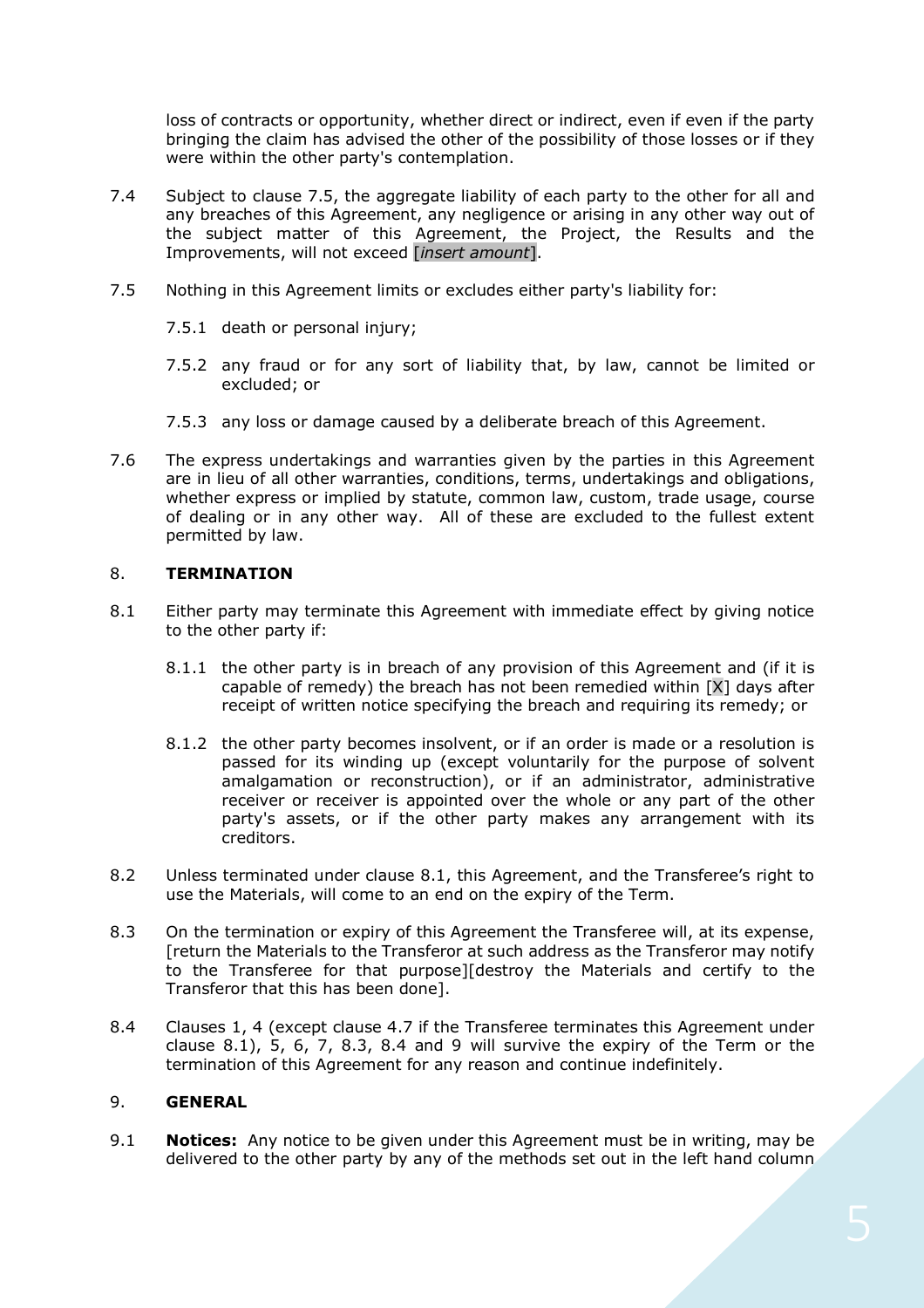loss of contracts or opportunity, whether direct or indirect, even if even if the party bringing the claim has advised the other of the possibility of those losses or if they were within the other party's contemplation.

7.4 Subject to clause 7.5, the aggregate liability of each party to the other for all and any breaches of this Agreement, any negligence or arising in any other way out of the subject matter of this Agreement, the Project, the Results and the Improvements, will not exceed [*insert amount*].

7.5 Nothing in this Agreement limits or excludes either party's liability for:

7.5.1 death or personal injury;

7.5.2 any fraud or for any sort of liability that, by law, cannot be limited or excluded; or

7.5.3 any loss or damage caused by a deliberate breach of this Agreement.

7.6 The express undertakings and warranties given by the parties in this Agreement are in lieu of all other warranties, conditions, terms, undertakings and obligations, whether express or implied by statute, common law, custom, trade usage, course of dealing or in any other way. All of these are excluded to the fullest extent permitted by law.

## 8. TERMINATION

8.1 Either party may terminate this Agreement with immediate effect by giving notice to the other party if:

8.1.1 the other party is in breach of any provision of this Agreement and (if it is capable of remedy) the breach has not been remedied within [X] days after receipt of written notice specifying the breach and requiring its remedy; or

8.1.2 the other party becomes insolvent, or if an order is made or a resolution is passed for its winding up (except voluntarily for the purpose of solvent amalgamation or reconstruction), or if an administrator, administrative receiver or receiver is appointed over the whole or any part of the other party's assets, or if the other party makes any arrangement with its creditors.

8.2 Unless terminated under clause 8.1, this Agreement, and the Transferee's right to use the Materials, will come to an end on the expiry of the Term.

8.3 On the termination or expiry of this Agreement the Transferee will, at its expense, [return the Materials to the Transferor at such address as the Transferor may notify to the Transferee for that purpose][destroy the Materials and certify to the Transferor that this has been done].

8.4 Clauses 1, 4 (except clause 4.7 if the Transferee terminates this Agreement under clause 8.1), 5, 6, 7, 8.3, 8.4 and 9 will survive the expiry of the Term or the termination of this Agreement for any reason and continue indefinitely.

## 9. GENERAL

9.1 **Notices:** Any notice to be given under this Agreement must be in writing, may be delivered to the other party by any of the methods set out in the left hand column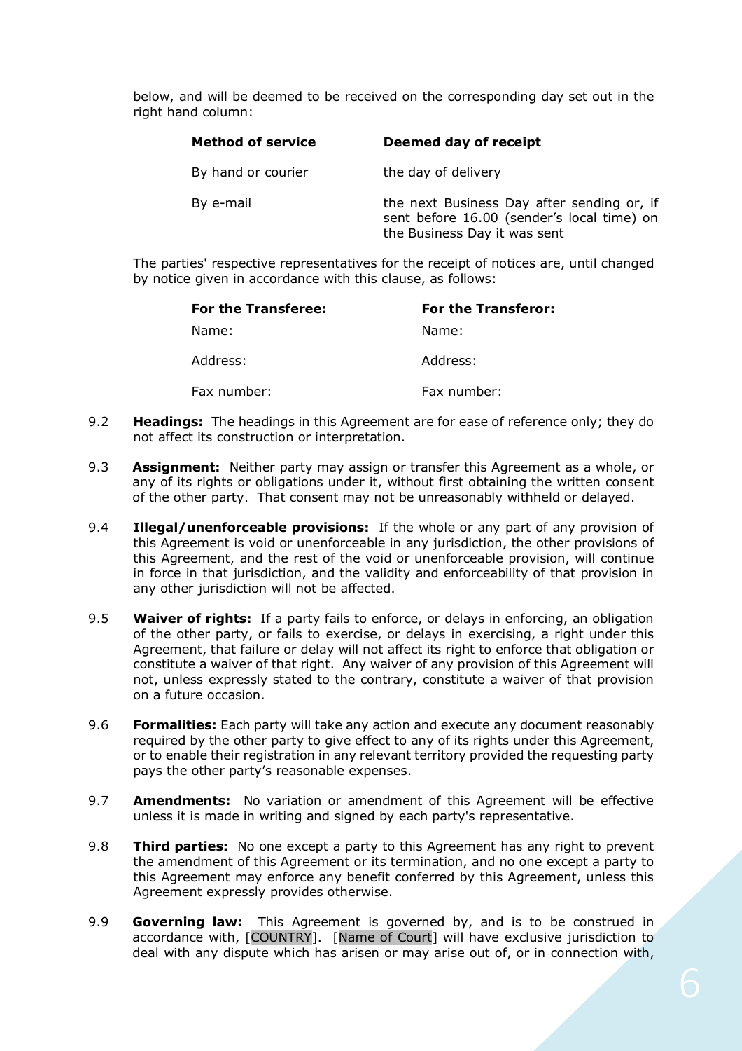below, and will be deemed to be received on the corresponding day set out in the right hand column:

| **Method of service** | **Deemed day of receipt** |
| --- | --- |
| By hand or courier | the day of delivery |
| By e-mail | the next Business Day after sending or, if sent before 16.00 (sender's local time) on the Business Day it was sent |

The parties' respective representatives for the receipt of notices are, until changed by notice given in accordance with this clause, as follows:

| **For the Transferee:** | **For the Transferor:** |
| --- | --- |
| Name: | Name: |
| Address: | Address: |
| Fax number: | Fax number: |

9.2 **Headings:** The headings in this Agreement are for ease of reference only; they do not affect its construction or interpretation.

9.3 **Assignment:** Neither party may assign or transfer this Agreement as a whole, or any of its rights or obligations under it, without first obtaining the written consent of the other party. That consent may not be unreasonably withheld or delayed.

9.4 **Illegal/unenforceable provisions:** If the whole or any part of any provision of this Agreement is void or unenforceable in any jurisdiction, the other provisions of this Agreement, and the rest of the void or unenforceable provision, will continue in force in that jurisdiction, and the validity and enforceability of that provision in any other jurisdiction will not be affected.

9.5 **Waiver of rights:** If a party fails to enforce, or delays in enforcing, an obligation of the other party, or fails to exercise, or delays in exercising, a right under this Agreement, that failure or delay will not affect its right to enforce that obligation or constitute a waiver of that right. Any waiver of any provision of this Agreement will not, unless expressly stated to the contrary, constitute a waiver of that provision on a future occasion.

9.6 **Formalities:** Each party will take any action and execute any document reasonably required by the other party to give effect to any of its rights under this Agreement, or to enable their registration in any relevant territory provided the requesting party pays the other party's reasonable expenses.

9.7 **Amendments:** No variation or amendment of this Agreement will be effective unless it is made in writing and signed by each party's representative.

9.8 **Third parties:** No one except a party to this Agreement has any right to prevent the amendment of this Agreement or its termination, and no one except a party to this Agreement may enforce any benefit conferred by this Agreement, unless this Agreement expressly provides otherwise.

9.9 **Governing law:** This Agreement is governed by, and is to be construed in accordance with, [COUNTRY]. [Name of Court] will have exclusive jurisdiction to deal with any dispute which has arisen or may arise out of, or in connection with,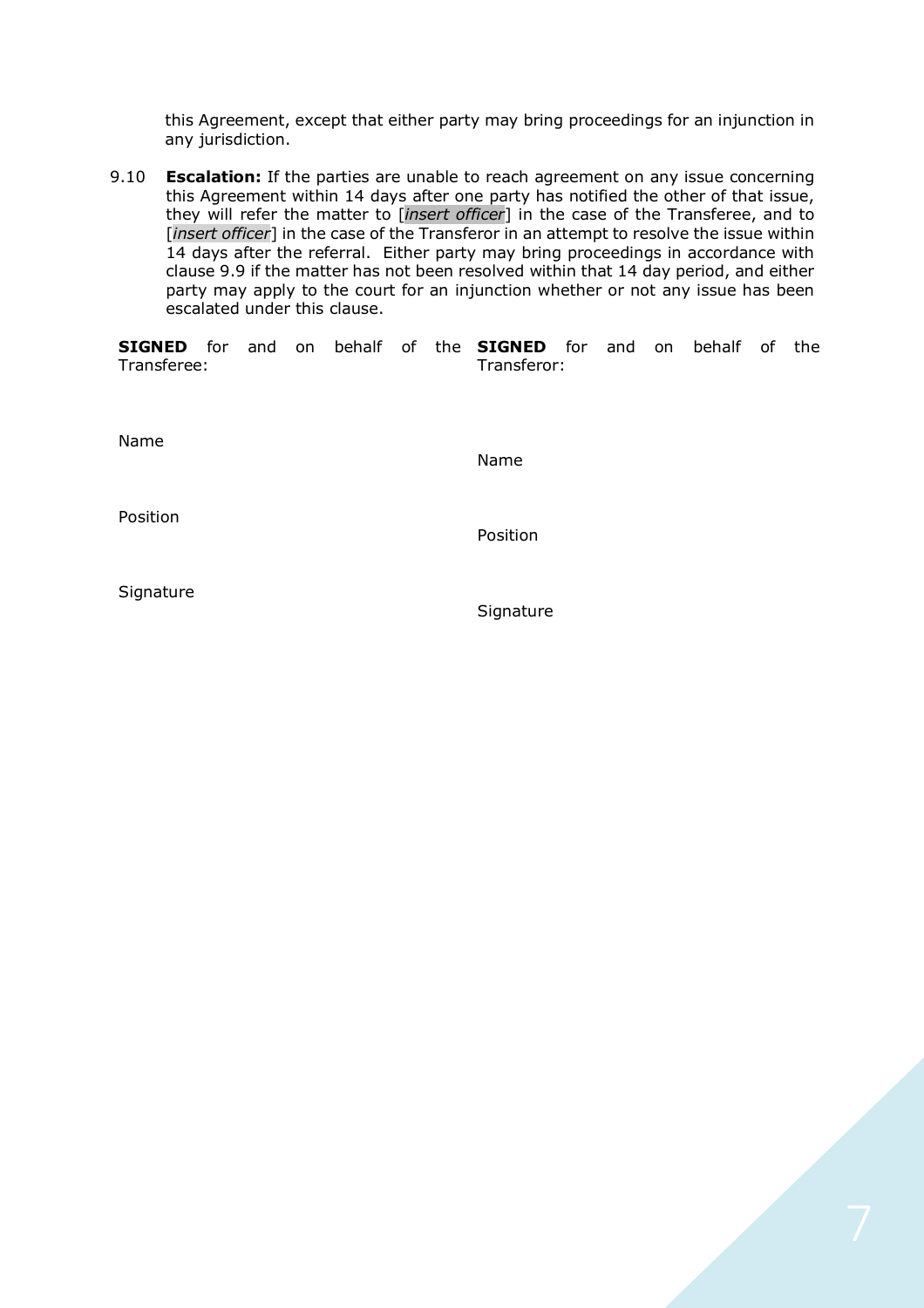this Agreement, except that either party may bring proceedings for an injunction in any jurisdiction.

9.10 **Escalation:** If the parties are unable to reach agreement on any issue concerning this Agreement within 14 days after one party has notified the other of that issue, they will refer the matter to [*insert officer*] in the case of the Transferee, and to [*insert officer*] in the case of the Transferor in an attempt to resolve the issue within 14 days after the referral. Either party may bring proceedings in accordance with clause 9.9 if the matter has not been resolved within that 14 day period, and either party may apply to the court for an injunction whether or not any issue has been escalated under this clause.

| | |
|---|---|
| **SIGNED** for and on behalf of the Transferee: | **SIGNED** for and on behalf of the Transferor: |
| Name | Name |
| Position | Position |
| Signature | Signature |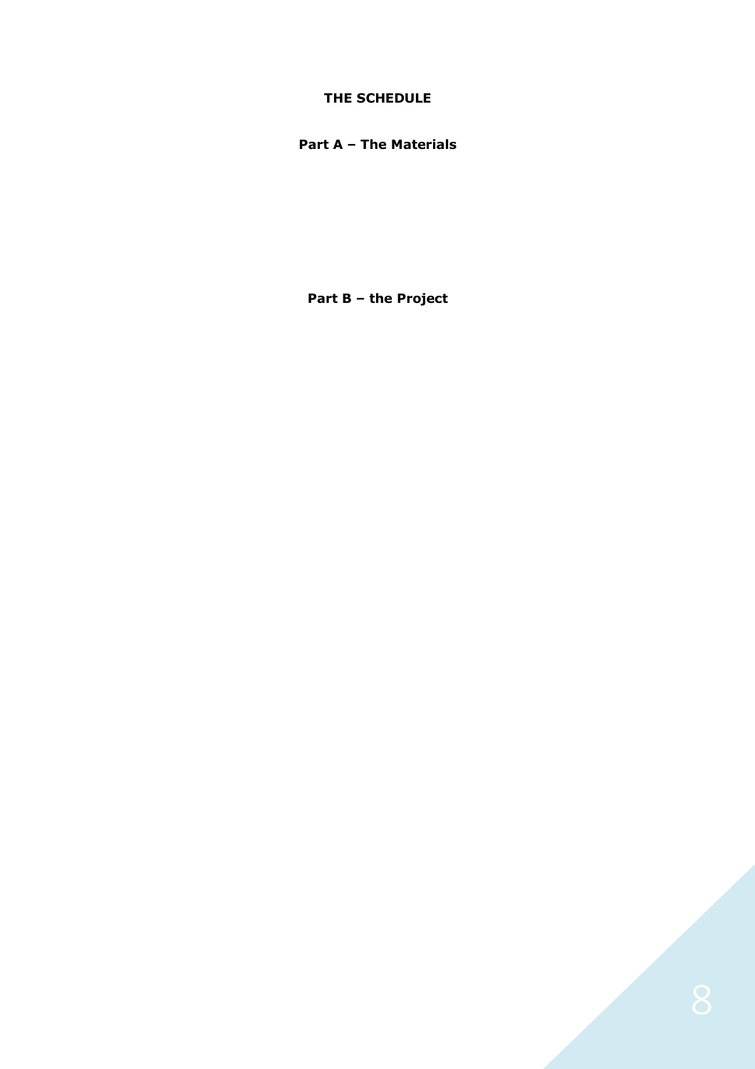# THE SCHEDULE

## Part A – The Materials

## Part B – the Project